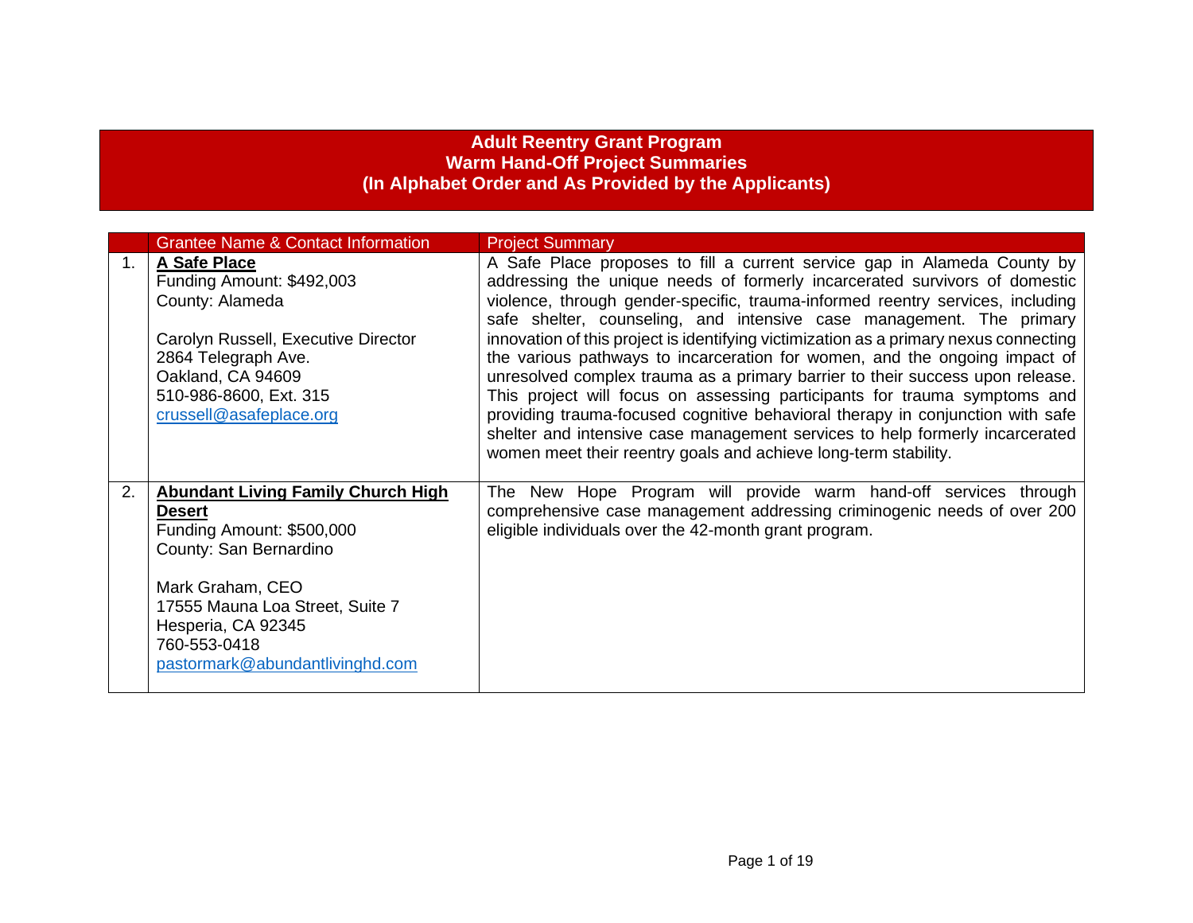# Adult Reentry Grant Program
## Warm Hand-Off Project Summaries
## (In Alphabet Order and As Provided by the Applicants)

| | Grantee Name & Contact Information | Project Summary |
|---|---|---|
| 1. | **A Safe Place**<br>Funding Amount: $492,003<br>County: Alameda<br><br>Carolyn Russell, Executive Director<br>2864 Telegraph Ave.<br>Oakland, CA 94609<br>510-986-8600, Ext. 315<br>crussell@asafeplace.org | A Safe Place proposes to fill a current service gap in Alameda County by addressing the unique needs of formerly incarcerated survivors of domestic violence, through gender-specific, trauma-informed reentry services, including safe shelter, counseling, and intensive case management. The primary innovation of this project is identifying victimization as a primary nexus connecting the various pathways to incarceration for women, and the ongoing impact of unresolved complex trauma as a primary barrier to their success upon release. This project will focus on assessing participants for trauma symptoms and providing trauma-focused cognitive behavioral therapy in conjunction with safe shelter and intensive case management services to help formerly incarcerated women meet their reentry goals and achieve long-term stability. |
| 2. | **Abundant Living Family Church High Desert**<br>Funding Amount: $500,000<br>County: San Bernardino<br><br>Mark Graham, CEO<br>17555 Mauna Loa Street, Suite 7<br>Hesperia, CA 92345<br>760-553-0418<br>pastormark@abundantlivinghd.com | The New Hope Program will provide warm hand-off services through comprehensive case management addressing criminogenic needs of over 200 eligible individuals over the 42-month grant program. |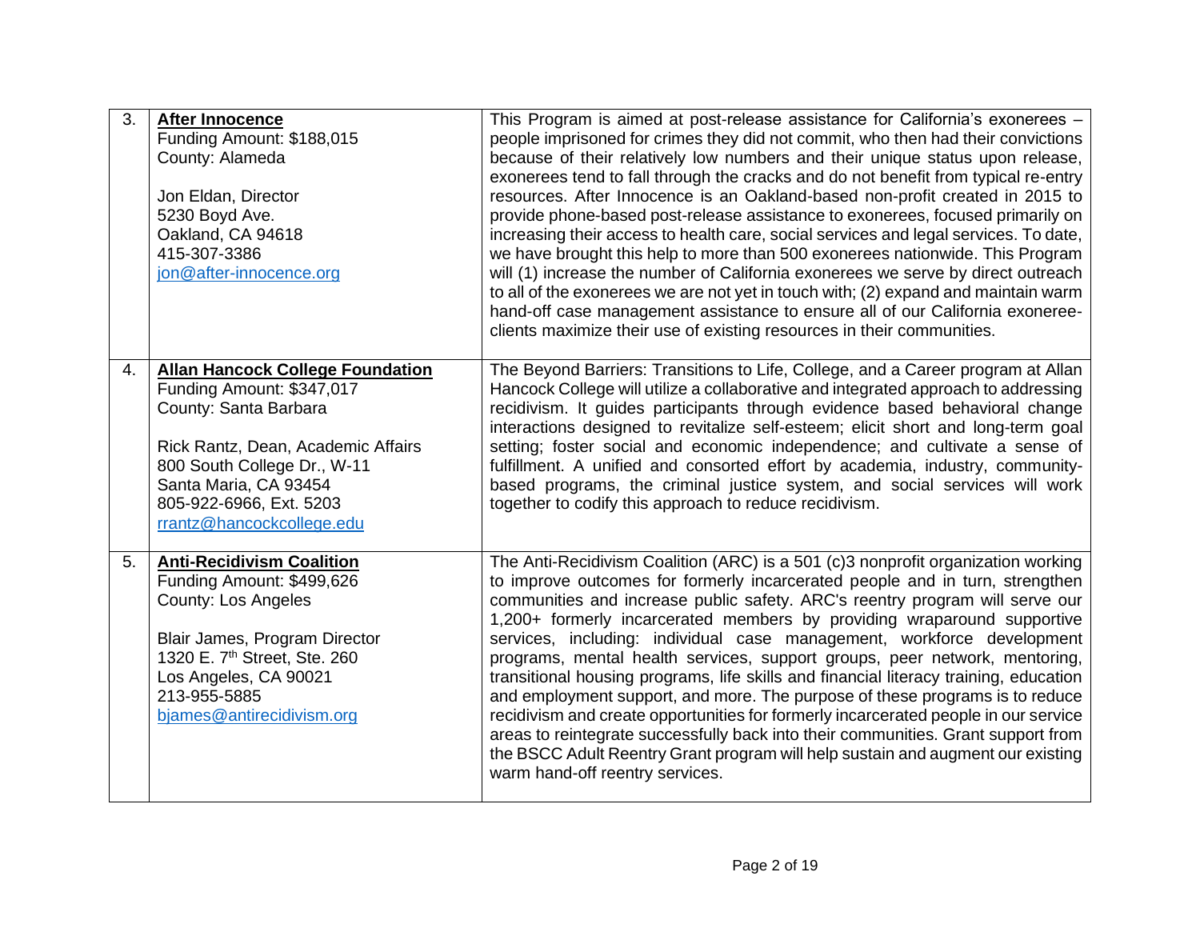| | | |
|---|---|---|
| 3. | **After Innocence**<br>Funding Amount: $188,015<br>County: Alameda<br><br>Jon Eldan, Director<br>5230 Boyd Ave.<br>Oakland, CA 94618<br>415-307-3386<br>jon@after-innocence.org | This Program is aimed at post-release assistance for California's exonerees – people imprisoned for crimes they did not commit, who then had their convictions because of their relatively low numbers and their unique status upon release, exonerees tend to fall through the cracks and do not benefit from typical re-entry resources. After Innocence is an Oakland-based non-profit created in 2015 to provide phone-based post-release assistance to exonerees, focused primarily on increasing their access to health care, social services and legal services. To date, we have brought this help to more than 500 exonerees nationwide. This Program will (1) increase the number of California exonerees we serve by direct outreach to all of the exonerees we are not yet in touch with; (2) expand and maintain warm hand-off case management assistance to ensure all of our California exoneree-clients maximize their use of existing resources in their communities. |
| 4. | **Allan Hancock College Foundation**<br>Funding Amount: $347,017<br>County: Santa Barbara<br><br>Rick Rantz, Dean, Academic Affairs<br>800 South College Dr., W-11<br>Santa Maria, CA 93454<br>805-922-6966, Ext. 5203<br>rrantz@hancockcollege.edu | The Beyond Barriers: Transitions to Life, College, and a Career program at Allan Hancock College will utilize a collaborative and integrated approach to addressing recidivism. It guides participants through evidence based behavioral change interactions designed to revitalize self-esteem; elicit short and long-term goal setting; foster social and economic independence; and cultivate a sense of fulfillment. A unified and consorted effort by academia, industry, community-based programs, the criminal justice system, and social services will work together to codify this approach to reduce recidivism. |
| 5. | **Anti-Recidivism Coalition**<br>Funding Amount: $499,626<br>County: Los Angeles<br><br>Blair James, Program Director<br>1320 E. 7th Street, Ste. 260<br>Los Angeles, CA 90021<br>213-955-5885<br>bjames@antirecidivism.org | The Anti-Recidivism Coalition (ARC) is a 501 (c)3 nonprofit organization working to improve outcomes for formerly incarcerated people and in turn, strengthen communities and increase public safety. ARC's reentry program will serve our 1,200+ formerly incarcerated members by providing wraparound supportive services, including: individual case management, workforce development programs, mental health services, support groups, peer network, mentoring, transitional housing programs, life skills and financial literacy training, education and employment support, and more. The purpose of these programs is to reduce recidivism and create opportunities for formerly incarcerated people in our service areas to reintegrate successfully back into their communities. Grant support from the BSCC Adult Reentry Grant program will help sustain and augment our existing warm hand-off reentry services. |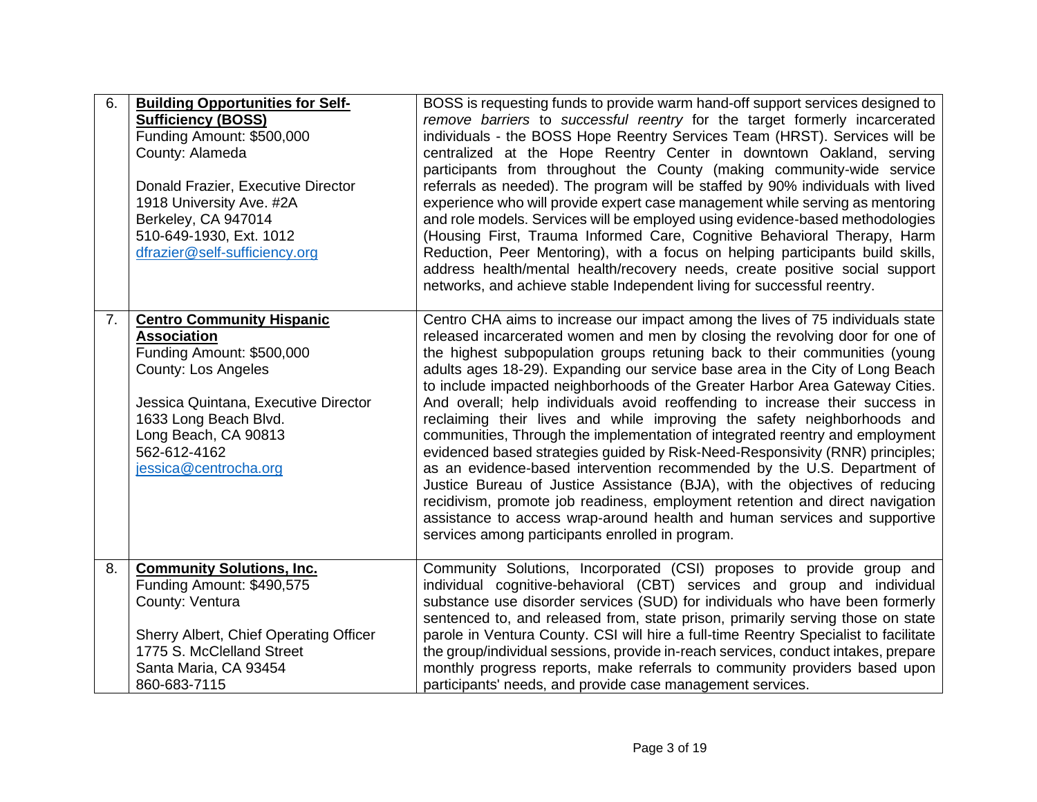| | | |
|---|---|---|
| 6. | **Building Opportunities for Self-Sufficiency (BOSS)**<br>Funding Amount: $500,000<br>County: Alameda<br><br>Donald Frazier, Executive Director<br>1918 University Ave. #2A<br>Berkeley, CA 947014<br>510-649-1930, Ext. 1012<br>dfrazier@self-sufficiency.org | BOSS is requesting funds to provide warm hand-off support services designed to *remove barriers* to *successful reentry* for the target formerly incarcerated individuals - the BOSS Hope Reentry Services Team (HRST). Services will be centralized at the Hope Reentry Center in downtown Oakland, serving participants from throughout the County (making community-wide service referrals as needed). The program will be staffed by 90% individuals with lived experience who will provide expert case management while serving as mentoring and role models. Services will be employed using evidence-based methodologies (Housing First, Trauma Informed Care, Cognitive Behavioral Therapy, Harm Reduction, Peer Mentoring), with a focus on helping participants build skills, address health/mental health/recovery needs, create positive social support networks, and achieve stable Independent living for successful reentry. |
| 7. | **Centro Community Hispanic Association**<br>Funding Amount: $500,000<br>County: Los Angeles<br><br>Jessica Quintana, Executive Director<br>1633 Long Beach Blvd.<br>Long Beach, CA 90813<br>562-612-4162<br>jessica@centrocha.org | Centro CHA aims to increase our impact among the lives of 75 individuals state released incarcerated women and men by closing the revolving door for one of the highest subpopulation groups retuning back to their communities (young adults ages 18-29). Expanding our service base area in the City of Long Beach to include impacted neighborhoods of the Greater Harbor Area Gateway Cities. And overall; help individuals avoid reoffending to increase their success in reclaiming their lives and while improving the safety neighborhoods and communities, Through the implementation of integrated reentry and employment evidenced based strategies guided by Risk-Need-Responsivity (RNR) principles; as an evidence-based intervention recommended by the U.S. Department of Justice Bureau of Justice Assistance (BJA), with the objectives of reducing recidivism, promote job readiness, employment retention and direct navigation assistance to access wrap-around health and human services and supportive services among participants enrolled in program. |
| 8. | **Community Solutions, Inc.**<br>Funding Amount: $490,575<br>County: Ventura<br><br>Sherry Albert, Chief Operating Officer<br>1775 S. McClelland Street<br>Santa Maria, CA 93454<br>860-683-7115 | Community Solutions, Incorporated (CSI) proposes to provide group and individual cognitive-behavioral (CBT) services and group and individual substance use disorder services (SUD) for individuals who have been formerly sentenced to, and released from, state prison, primarily serving those on state parole in Ventura County. CSI will hire a full-time Reentry Specialist to facilitate the group/individual sessions, provide in-reach services, conduct intakes, prepare monthly progress reports, make referrals to community providers based upon participants' needs, and provide case management services. |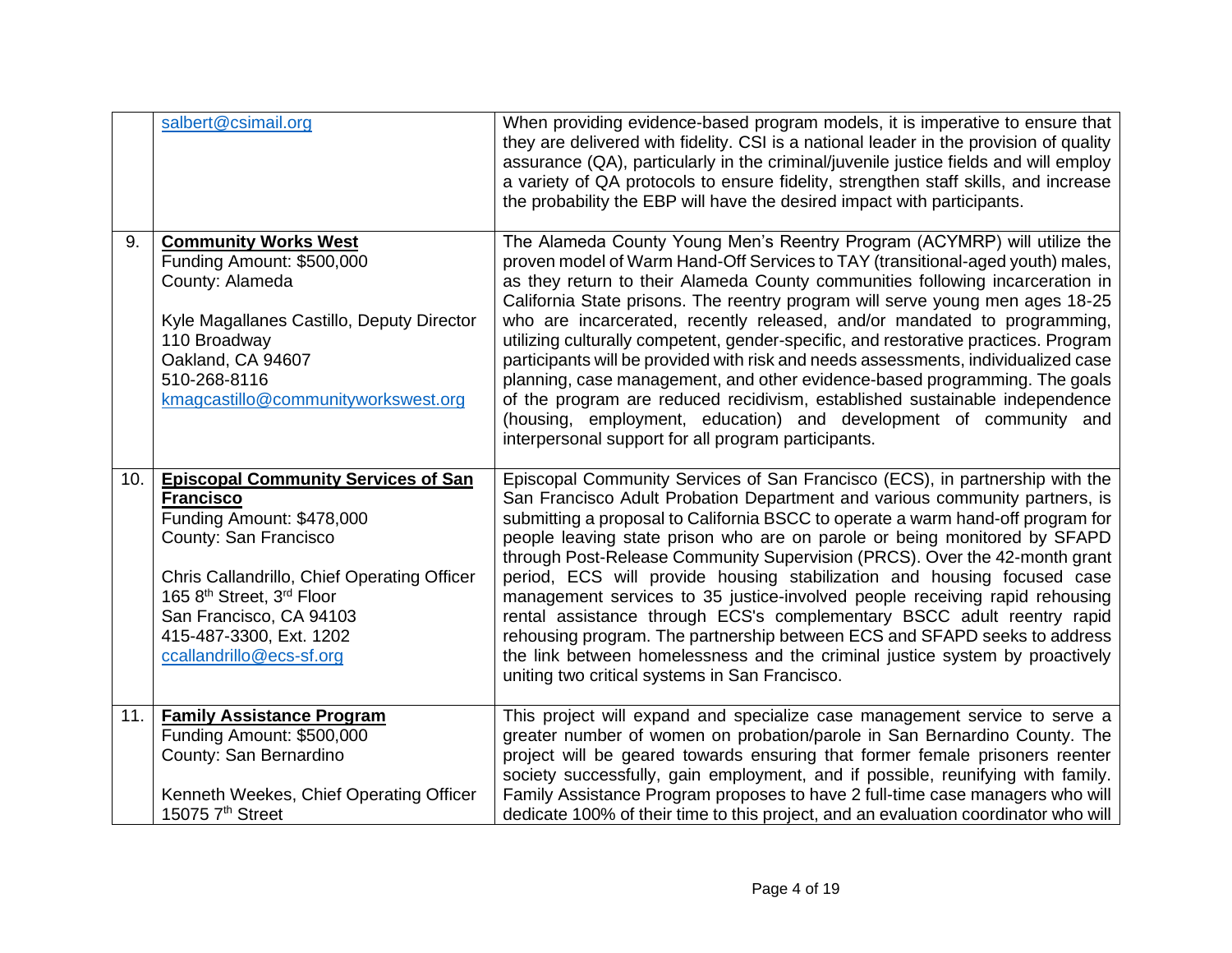| | | |
|---|---|---|
| | salbert@csimail.org | When providing evidence-based program models, it is imperative to ensure that they are delivered with fidelity. CSI is a national leader in the provision of quality assurance (QA), particularly in the criminal/juvenile justice fields and will employ a variety of QA protocols to ensure fidelity, strengthen staff skills, and increase the probability the EBP will have the desired impact with participants. |
| 9. | **Community Works West**<br>Funding Amount: $500,000<br>County: Alameda<br><br>Kyle Magallanes Castillo, Deputy Director<br>110 Broadway<br>Oakland, CA 94607<br>510-268-8116<br>kmagcastillo@communityworkswest.org | The Alameda County Young Men's Reentry Program (ACYMRP) will utilize the proven model of Warm Hand-Off Services to TAY (transitional-aged youth) males, as they return to their Alameda County communities following incarceration in California State prisons. The reentry program will serve young men ages 18-25 who are incarcerated, recently released, and/or mandated to programming, utilizing culturally competent, gender-specific, and restorative practices. Program participants will be provided with risk and needs assessments, individualized case planning, case management, and other evidence-based programming. The goals of the program are reduced recidivism, established sustainable independence (housing, employment, education) and development of community and interpersonal support for all program participants. |
| 10. | **Episcopal Community Services of San Francisco**<br>Funding Amount: $478,000<br>County: San Francisco<br><br>Chris Callandrillo, Chief Operating Officer<br>165 8th Street, 3rd Floor<br>San Francisco, CA 94103<br>415-487-3300, Ext. 1202<br>ccallandrillo@ecs-sf.org | Episcopal Community Services of San Francisco (ECS), in partnership with the San Francisco Adult Probation Department and various community partners, is submitting a proposal to California BSCC to operate a warm hand-off program for people leaving state prison who are on parole or being monitored by SFAPD through Post-Release Community Supervision (PRCS). Over the 42-month grant period, ECS will provide housing stabilization and housing focused case management services to 35 justice-involved people receiving rapid rehousing rental assistance through ECS's complementary BSCC adult reentry rapid rehousing program. The partnership between ECS and SFAPD seeks to address the link between homelessness and the criminal justice system by proactively uniting two critical systems in San Francisco. |
| 11. | **Family Assistance Program**<br>Funding Amount: $500,000<br>County: San Bernardino<br><br>Kenneth Weekes, Chief Operating Officer<br>15075 7th Street | This project will expand and specialize case management service to serve a greater number of women on probation/parole in San Bernardino County. The project will be geared towards ensuring that former female prisoners reenter society successfully, gain employment, and if possible, reunifying with family. Family Assistance Program proposes to have 2 full-time case managers who will dedicate 100% of their time to this project, and an evaluation coordinator who will |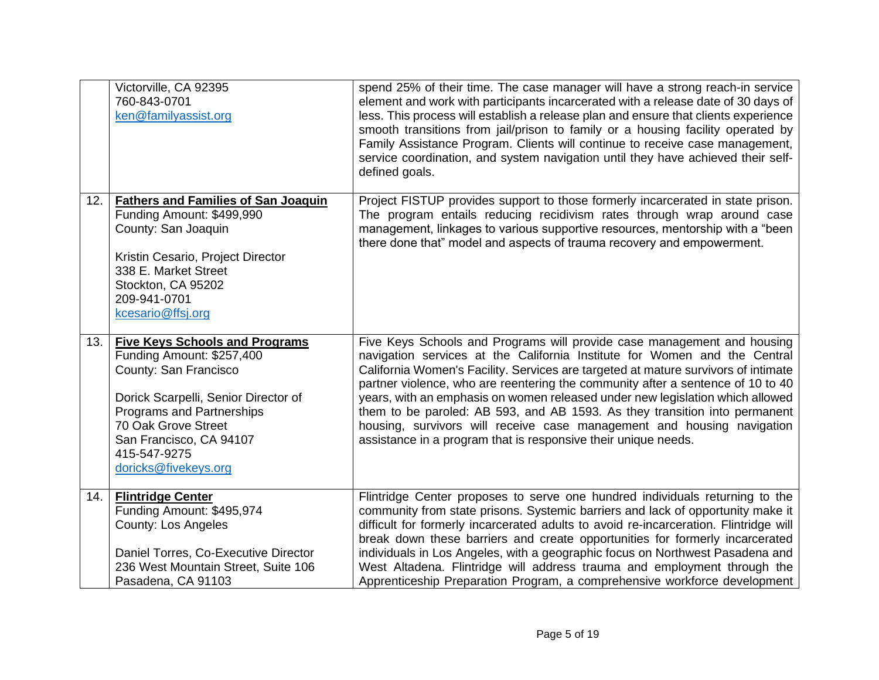| | | |
|---|---|---|
| | Victorville, CA 92395<br>760-843-0701<br>ken@familyassist.org | spend 25% of their time. The case manager will have a strong reach-in service element and work with participants incarcerated with a release date of 30 days of less. This process will establish a release plan and ensure that clients experience smooth transitions from jail/prison to family or a housing facility operated by Family Assistance Program. Clients will continue to receive case management, service coordination, and system navigation until they have achieved their self-defined goals. |
| 12. | **Fathers and Families of San Joaquin**<br>Funding Amount: $499,990<br>County: San Joaquin<br><br>Kristin Cesario, Project Director<br>338 E. Market Street<br>Stockton, CA 95202<br>209-941-0701<br>kcesario@ffsj.org | Project FISTUP provides support to those formerly incarcerated in state prison. The program entails reducing recidivism rates through wrap around case management, linkages to various supportive resources, mentorship with a "been there done that" model and aspects of trauma recovery and empowerment. |
| 13. | **Five Keys Schools and Programs**<br>Funding Amount: $257,400<br>County: San Francisco<br><br>Dorick Scarpelli, Senior Director of Programs and Partnerships<br>70 Oak Grove Street<br>San Francisco, CA 94107<br>415-547-9275<br>doricks@fivekeys.org | Five Keys Schools and Programs will provide case management and housing navigation services at the California Institute for Women and the Central California Women's Facility. Services are targeted at mature survivors of intimate partner violence, who are reentering the community after a sentence of 10 to 40 years, with an emphasis on women released under new legislation which allowed them to be paroled: AB 593, and AB 1593. As they transition into permanent housing, survivors will receive case management and housing navigation assistance in a program that is responsive their unique needs. |
| 14. | **Flintridge Center**<br>Funding Amount: $495,974<br>County: Los Angeles<br><br>Daniel Torres, Co-Executive Director<br>236 West Mountain Street, Suite 106<br>Pasadena, CA 91103 | Flintridge Center proposes to serve one hundred individuals returning to the community from state prisons. Systemic barriers and lack of opportunity make it difficult for formerly incarcerated adults to avoid re-incarceration. Flintridge will break down these barriers and create opportunities for formerly incarcerated individuals in Los Angeles, with a geographic focus on Northwest Pasadena and West Altadena. Flintridge will address trauma and employment through the Apprenticeship Preparation Program, a comprehensive workforce development |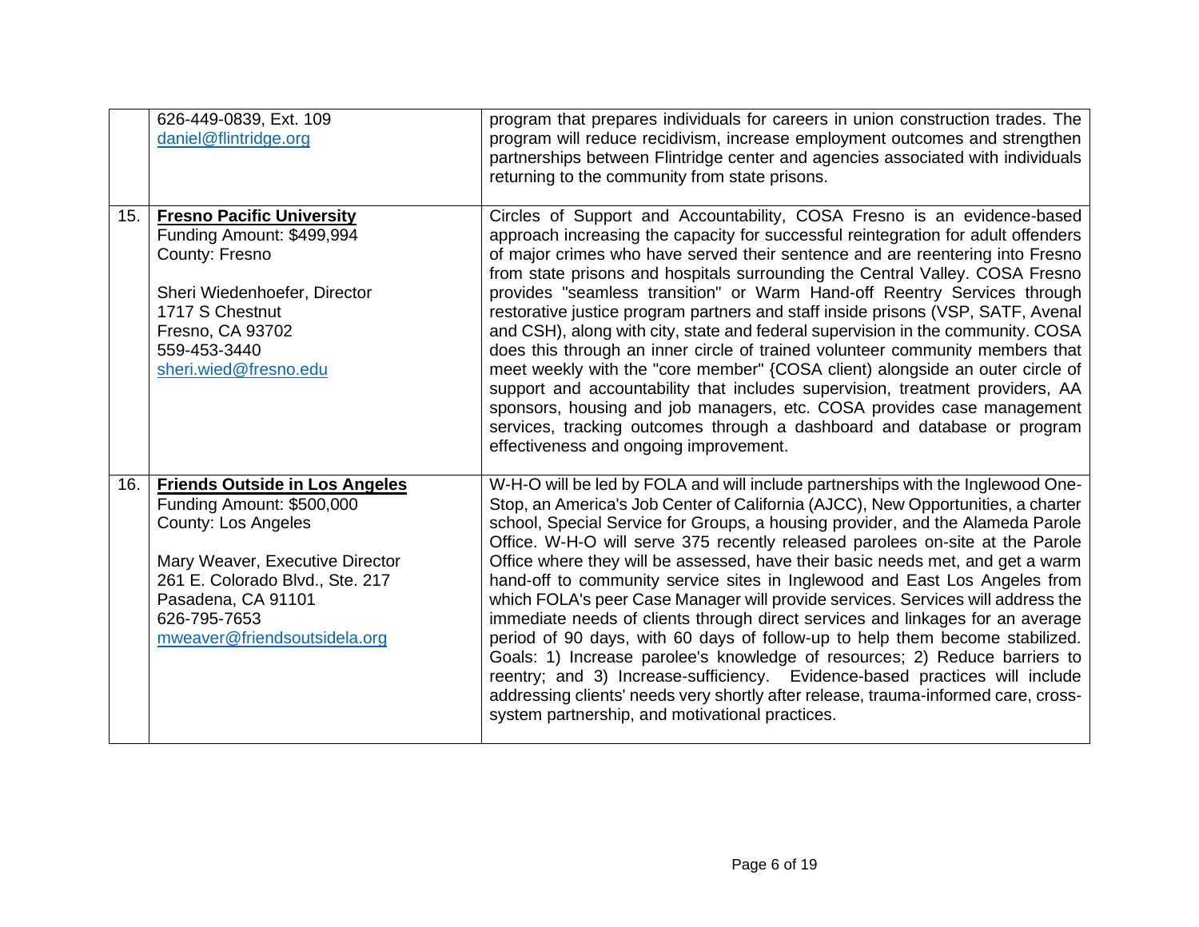| | | |
|---|---|---|
| | 626-449-0839, Ext. 109<br>daniel@flintridge.org | program that prepares individuals for careers in union construction trades. The program will reduce recidivism, increase employment outcomes and strengthen partnerships between Flintridge center and agencies associated with individuals returning to the community from state prisons. |
| 15. | **Fresno Pacific University**<br>Funding Amount: $499,994<br>County: Fresno<br><br>Sheri Wiedenhoefer, Director<br>1717 S Chestnut<br>Fresno, CA 93702<br>559-453-3440<br>sheri.wied@fresno.edu | Circles of Support and Accountability, COSA Fresno is an evidence-based approach increasing the capacity for successful reintegration for adult offenders of major crimes who have served their sentence and are reentering into Fresno from state prisons and hospitals surrounding the Central Valley. COSA Fresno provides "seamless transition" or Warm Hand-off Reentry Services through restorative justice program partners and staff inside prisons (VSP, SATF, Avenal and CSH), along with city, state and federal supervision in the community. COSA does this through an inner circle of trained volunteer community members that meet weekly with the "core member" {COSA client) alongside an outer circle of support and accountability that includes supervision, treatment providers, AA sponsors, housing and job managers, etc. COSA provides case management services, tracking outcomes through a dashboard and database or program effectiveness and ongoing improvement. |
| 16. | **Friends Outside in Los Angeles**<br>Funding Amount: $500,000<br>County: Los Angeles<br><br>Mary Weaver, Executive Director<br>261 E. Colorado Blvd., Ste. 217<br>Pasadena, CA 91101<br>626-795-7653<br>mweaver@friendsoutsidela.org | W-H-O will be led by FOLA and will include partnerships with the Inglewood One-Stop, an America's Job Center of California (AJCC), New Opportunities, a charter school, Special Service for Groups, a housing provider, and the Alameda Parole Office. W-H-O will serve 375 recently released parolees on-site at the Parole Office where they will be assessed, have their basic needs met, and get a warm hand-off to community service sites in Inglewood and East Los Angeles from which FOLA's peer Case Manager will provide services. Services will address the immediate needs of clients through direct services and linkages for an average period of 90 days, with 60 days of follow-up to help them become stabilized. Goals: 1) Increase parolee's knowledge of resources; 2) Reduce barriers to reentry; and 3) Increase-sufficiency. Evidence-based practices will include addressing clients' needs very shortly after release, trauma-informed care, cross-system partnership, and motivational practices. |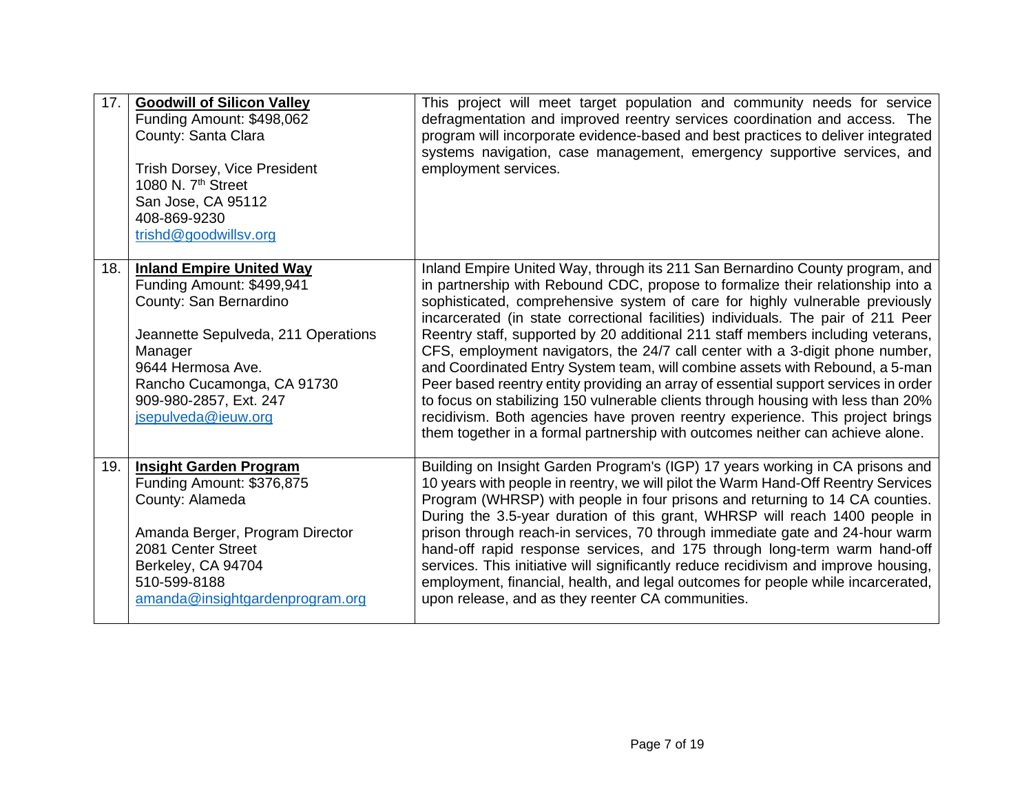| | | |
|---|---|---|
| 17. | **Goodwill of Silicon Valley**<br>Funding Amount: $498,062<br>County: Santa Clara<br><br>Trish Dorsey, Vice President<br>1080 N. 7th Street<br>San Jose, CA 95112<br>408-869-9230<br>trishd@goodwillsv.org | This project will meet target population and community needs for service defragmentation and improved reentry services coordination and access. The program will incorporate evidence-based and best practices to deliver integrated systems navigation, case management, emergency supportive services, and employment services. |
| 18. | **Inland Empire United Way**<br>Funding Amount: $499,941<br>County: San Bernardino<br><br>Jeannette Sepulveda, 211 Operations Manager<br>9644 Hermosa Ave.<br>Rancho Cucamonga, CA 91730<br>909-980-2857, Ext. 247<br>jsepulveda@ieuw.org | Inland Empire United Way, through its 211 San Bernardino County program, and in partnership with Rebound CDC, propose to formalize their relationship into a sophisticated, comprehensive system of care for highly vulnerable previously incarcerated (in state correctional facilities) individuals. The pair of 211 Peer Reentry staff, supported by 20 additional 211 staff members including veterans, CFS, employment navigators, the 24/7 call center with a 3-digit phone number, and Coordinated Entry System team, will combine assets with Rebound, a 5-man Peer based reentry entity providing an array of essential support services in order to focus on stabilizing 150 vulnerable clients through housing with less than 20% recidivism. Both agencies have proven reentry experience. This project brings them together in a formal partnership with outcomes neither can achieve alone. |
| 19. | **Insight Garden Program**<br>Funding Amount: $376,875<br>County: Alameda<br><br>Amanda Berger, Program Director<br>2081 Center Street<br>Berkeley, CA 94704<br>510-599-8188<br>amanda@insightgardenprogram.org | Building on Insight Garden Program's (IGP) 17 years working in CA prisons and 10 years with people in reentry, we will pilot the Warm Hand-Off Reentry Services Program (WHRSP) with people in four prisons and returning to 14 CA counties. During the 3.5-year duration of this grant, WHRSP will reach 1400 people in prison through reach-in services, 70 through immediate gate and 24-hour warm hand-off rapid response services, and 175 through long-term warm hand-off services. This initiative will significantly reduce recidivism and improve housing, employment, financial, health, and legal outcomes for people while incarcerated, upon release, and as they reenter CA communities. |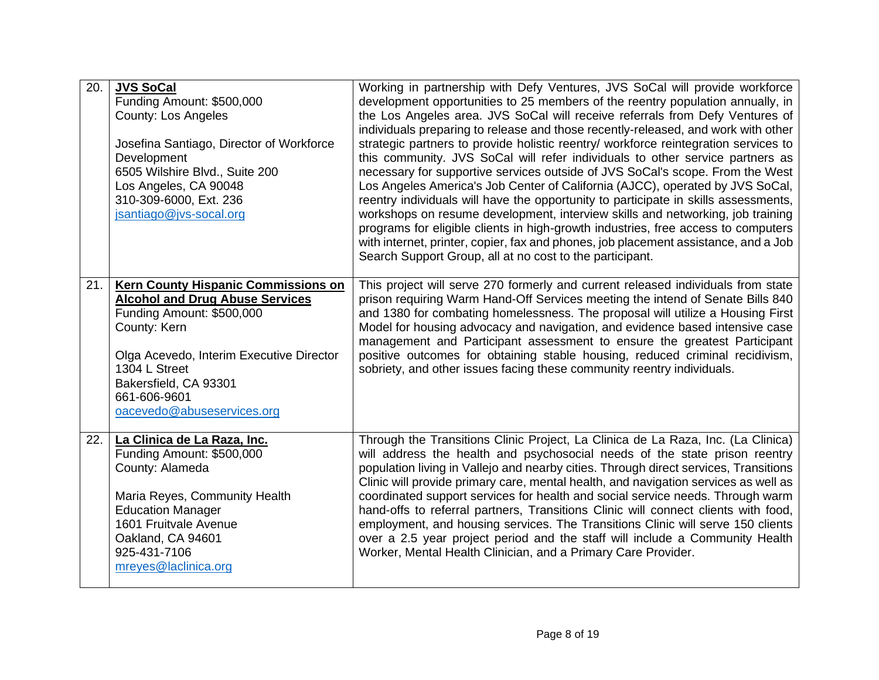| | | |
|---|---|---|
| 20. | **JVS SoCal**<br>Funding Amount: $500,000<br>County: Los Angeles<br><br>Josefina Santiago, Director of Workforce Development<br>6505 Wilshire Blvd., Suite 200<br>Los Angeles, CA 90048<br>310-309-6000, Ext. 236<br>jsantiago@jvs-socal.org | Working in partnership with Defy Ventures, JVS SoCal will provide workforce development opportunities to 25 members of the reentry population annually, in the Los Angeles area. JVS SoCal will receive referrals from Defy Ventures of individuals preparing to release and those recently-released, and work with other strategic partners to provide holistic reentry/ workforce reintegration services to this community. JVS SoCal will refer individuals to other service partners as necessary for supportive services outside of JVS SoCal's scope. From the West Los Angeles America's Job Center of California (AJCC), operated by JVS SoCal, reentry individuals will have the opportunity to participate in skills assessments, workshops on resume development, interview skills and networking, job training programs for eligible clients in high-growth industries, free access to computers with internet, printer, copier, fax and phones, job placement assistance, and a Job Search Support Group, all at no cost to the participant. |
| 21. | **Kern County Hispanic Commissions on Alcohol and Drug Abuse Services**<br>Funding Amount: $500,000<br>County: Kern<br><br>Olga Acevedo, Interim Executive Director<br>1304 L Street<br>Bakersfield, CA 93301<br>661-606-9601<br>oacevedo@abuseservices.org | This project will serve 270 formerly and current released individuals from state prison requiring Warm Hand-Off Services meeting the intend of Senate Bills 840 and 1380 for combating homelessness. The proposal will utilize a Housing First Model for housing advocacy and navigation, and evidence based intensive case management and Participant assessment to ensure the greatest Participant positive outcomes for obtaining stable housing, reduced criminal recidivism, sobriety, and other issues facing these community reentry individuals. |
| 22. | **La Clinica de La Raza, Inc.**<br>Funding Amount: $500,000<br>County: Alameda<br><br>Maria Reyes, Community Health Education Manager<br>1601 Fruitvale Avenue<br>Oakland, CA 94601<br>925-431-7106<br>mreyes@laclinica.org | Through the Transitions Clinic Project, La Clinica de La Raza, Inc. (La Clinica) will address the health and psychosocial needs of the state prison reentry population living in Vallejo and nearby cities. Through direct services, Transitions Clinic will provide primary care, mental health, and navigation services as well as coordinated support services for health and social service needs. Through warm hand-offs to referral partners, Transitions Clinic will connect clients with food, employment, and housing services. The Transitions Clinic will serve 150 clients over a 2.5 year project period and the staff will include a Community Health Worker, Mental Health Clinician, and a Primary Care Provider. |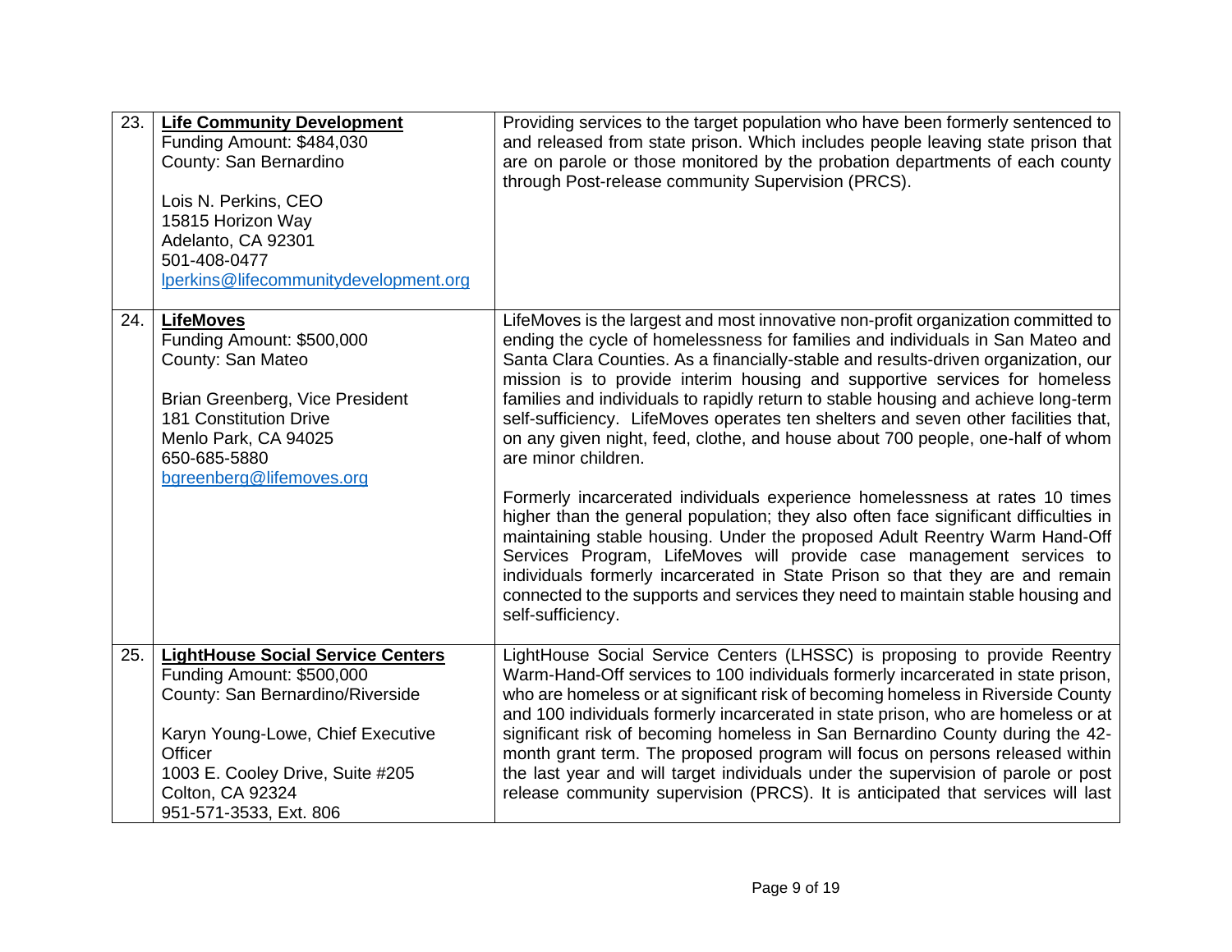| | | |
|---|---|---|
| 23. | **Life Community Development**<br>Funding Amount: $484,030<br>County: San Bernardino<br><br>Lois N. Perkins, CEO<br>15815 Horizon Way<br>Adelanto, CA 92301<br>501-408-0477<br>lperkins@lifecommunitydevelopment.org | Providing services to the target population who have been formerly sentenced to and released from state prison. Which includes people leaving state prison that are on parole or those monitored by the probation departments of each county through Post-release community Supervision (PRCS). |
| 24. | **LifeMoves**<br>Funding Amount: $500,000<br>County: San Mateo<br><br>Brian Greenberg, Vice President<br>181 Constitution Drive<br>Menlo Park, CA 94025<br>650-685-5880<br>bgreenberg@lifemoves.org | LifeMoves is the largest and most innovative non-profit organization committed to ending the cycle of homelessness for families and individuals in San Mateo and Santa Clara Counties. As a financially-stable and results-driven organization, our mission is to provide interim housing and supportive services for homeless families and individuals to rapidly return to stable housing and achieve long-term self-sufficiency. LifeMoves operates ten shelters and seven other facilities that, on any given night, feed, clothe, and house about 700 people, one-half of whom are minor children.<br><br>Formerly incarcerated individuals experience homelessness at rates 10 times higher than the general population; they also often face significant difficulties in maintaining stable housing. Under the proposed Adult Reentry Warm Hand-Off Services Program, LifeMoves will provide case management services to individuals formerly incarcerated in State Prison so that they are and remain connected to the supports and services they need to maintain stable housing and self-sufficiency. |
| 25. | **LightHouse Social Service Centers**<br>Funding Amount: $500,000<br>County: San Bernardino/Riverside<br><br>Karyn Young-Lowe, Chief Executive Officer<br>1003 E. Cooley Drive, Suite #205<br>Colton, CA 92324<br>951-571-3533, Ext. 806 | LightHouse Social Service Centers (LHSSC) is proposing to provide Reentry Warm-Hand-Off services to 100 individuals formerly incarcerated in state prison, who are homeless or at significant risk of becoming homeless in Riverside County and 100 individuals formerly incarcerated in state prison, who are homeless or at significant risk of becoming homeless in San Bernardino County during the 42-month grant term. The proposed program will focus on persons released within the last year and will target individuals under the supervision of parole or post release community supervision (PRCS). It is anticipated that services will last |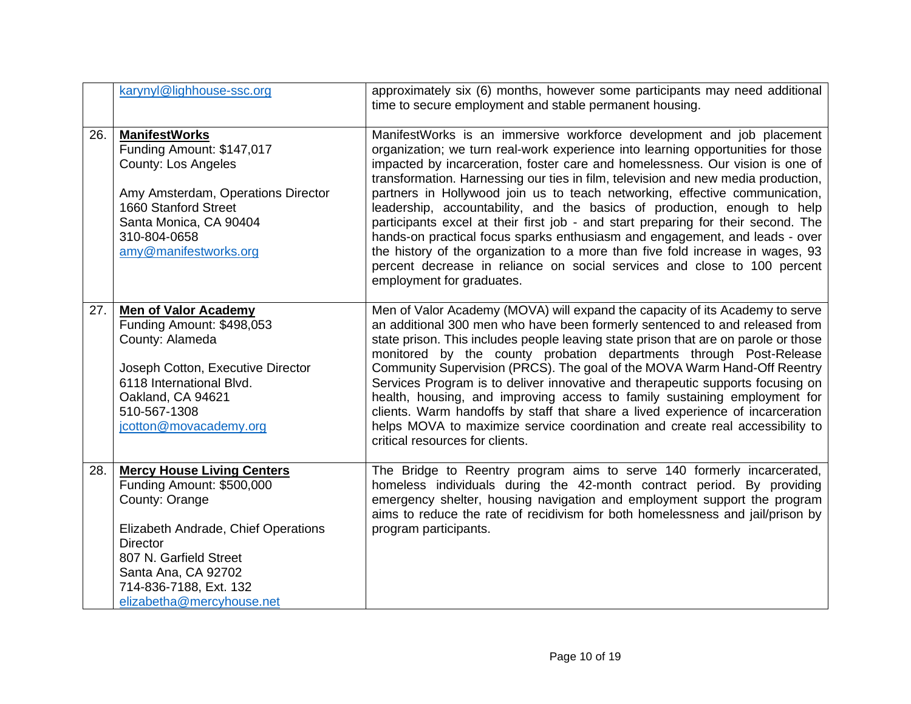| | | |
|---|---|---|
| | karynyl@lighhouse-ssc.org | approximately six (6) months, however some participants may need additional time to secure employment and stable permanent housing. |
| 26. | **ManifestWorks**<br>Funding Amount: $147,017<br>County: Los Angeles<br><br>Amy Amsterdam, Operations Director<br>1660 Stanford Street<br>Santa Monica, CA 90404<br>310-804-0658<br>amy@manifestworks.org | ManifestWorks is an immersive workforce development and job placement organization; we turn real-work experience into learning opportunities for those impacted by incarceration, foster care and homelessness. Our vision is one of transformation. Harnessing our ties in film, television and new media production, partners in Hollywood join us to teach networking, effective communication, leadership, accountability, and the basics of production, enough to help participants excel at their first job - and start preparing for their second. The hands-on practical focus sparks enthusiasm and engagement, and leads - over the history of the organization to a more than five fold increase in wages, 93 percent decrease in reliance on social services and close to 100 percent employment for graduates. |
| 27. | **Men of Valor Academy**<br>Funding Amount: $498,053<br>County: Alameda<br><br>Joseph Cotton, Executive Director<br>6118 International Blvd.<br>Oakland, CA 94621<br>510-567-1308<br>jcotton@movacademy.org | Men of Valor Academy (MOVA) will expand the capacity of its Academy to serve an additional 300 men who have been formerly sentenced to and released from state prison. This includes people leaving state prison that are on parole or those monitored by the county probation departments through Post-Release Community Supervision (PRCS). The goal of the MOVA Warm Hand-Off Reentry Services Program is to deliver innovative and therapeutic supports focusing on health, housing, and improving access to family sustaining employment for clients. Warm handoffs by staff that share a lived experience of incarceration helps MOVA to maximize service coordination and create real accessibility to critical resources for clients. |
| 28. | **Mercy House Living Centers**<br>Funding Amount: $500,000<br>County: Orange<br><br>Elizabeth Andrade, Chief Operations Director<br>807 N. Garfield Street<br>Santa Ana, CA 92702<br>714-836-7188, Ext. 132<br>elizabetha@mercyhouse.net | The Bridge to Reentry program aims to serve 140 formerly incarcerated, homeless individuals during the 42-month contract period. By providing emergency shelter, housing navigation and employment support the program aims to reduce the rate of recidivism for both homelessness and jail/prison by program participants. |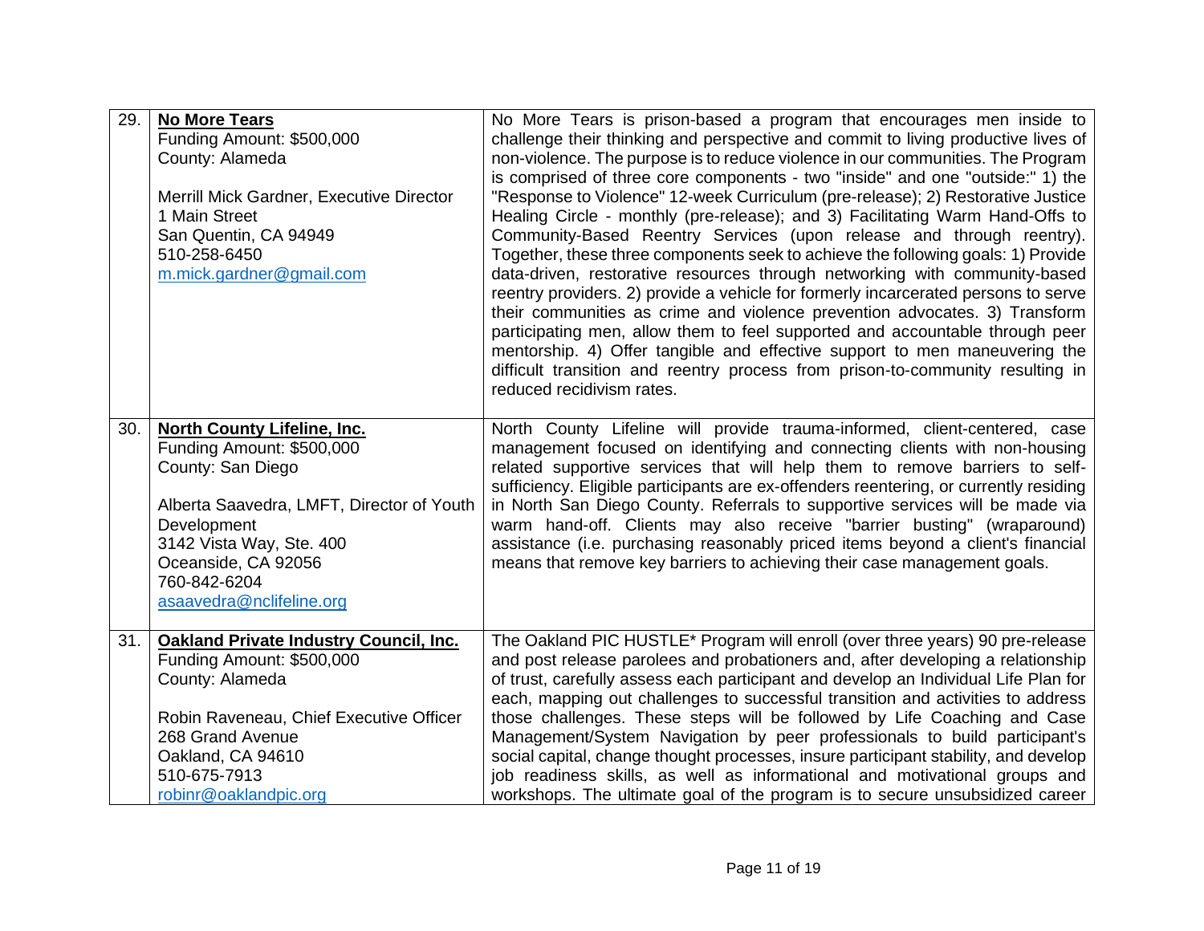| | | |
|---|---|---|
| 29. | **No More Tears**<br>Funding Amount: $500,000<br>County: Alameda<br><br>Merrill Mick Gardner, Executive Director<br>1 Main Street<br>San Quentin, CA 94949<br>510-258-6450<br>m.mick.gardner@gmail.com | No More Tears is prison-based a program that encourages men inside to challenge their thinking and perspective and commit to living productive lives of non-violence. The purpose is to reduce violence in our communities. The Program is comprised of three core components - two "inside" and one "outside:" 1) the "Response to Violence" 12-week Curriculum (pre-release); 2) Restorative Justice Healing Circle - monthly (pre-release); and 3) Facilitating Warm Hand-Offs to Community-Based Reentry Services (upon release and through reentry). Together, these three components seek to achieve the following goals: 1) Provide data-driven, restorative resources through networking with community-based reentry providers. 2) provide a vehicle for formerly incarcerated persons to serve their communities as crime and violence prevention advocates. 3) Transform participating men, allow them to feel supported and accountable through peer mentorship. 4) Offer tangible and effective support to men maneuvering the difficult transition and reentry process from prison-to-community resulting in reduced recidivism rates. |
| 30. | **North County Lifeline, Inc.**<br>Funding Amount: $500,000<br>County: San Diego<br><br>Alberta Saavedra, LMFT, Director of Youth Development<br>3142 Vista Way, Ste. 400<br>Oceanside, CA 92056<br>760-842-6204<br>asaavedra@nclifeline.org | North County Lifeline will provide trauma-informed, client-centered, case management focused on identifying and connecting clients with non-housing related supportive services that will help them to remove barriers to self-sufficiency. Eligible participants are ex-offenders reentering, or currently residing in North San Diego County. Referrals to supportive services will be made via warm hand-off. Clients may also receive "barrier busting" (wraparound) assistance (i.e. purchasing reasonably priced items beyond a client's financial means that remove key barriers to achieving their case management goals. |
| 31. | **Oakland Private Industry Council, Inc.**<br>Funding Amount: $500,000<br>County: Alameda<br><br>Robin Raveneau, Chief Executive Officer<br>268 Grand Avenue<br>Oakland, CA 94610<br>510-675-7913<br>robinr@oaklandpic.org | The Oakland PIC HUSTLE* Program will enroll (over three years) 90 pre-release and post release parolees and probationers and, after developing a relationship of trust, carefully assess each participant and develop an Individual Life Plan for each, mapping out challenges to successful transition and activities to address those challenges. These steps will be followed by Life Coaching and Case Management/System Navigation by peer professionals to build participant's social capital, change thought processes, insure participant stability, and develop job readiness skills, as well as informational and motivational groups and workshops. The ultimate goal of the program is to secure unsubsidized career |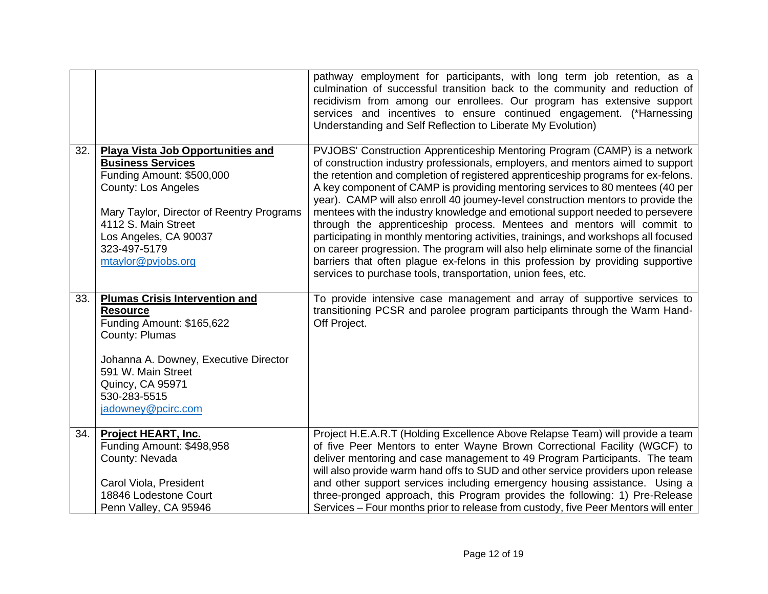| | | |
|---|---|---|
| | | pathway employment for participants, with long term job retention, as a culmination of successful transition back to the community and reduction of recidivism from among our enrollees. Our program has extensive support services and incentives to ensure continued engagement. (*Harnessing Understanding and Self Reflection to Liberate My Evolution) |
| 32. | **Playa Vista Job Opportunities and Business Services**<br>Funding Amount: $500,000<br>County: Los Angeles<br><br>Mary Taylor, Director of Reentry Programs<br>4112 S. Main Street<br>Los Angeles, CA 90037<br>323-497-5179<br>mtaylor@pvjobs.org | PVJOBS' Construction Apprenticeship Mentoring Program (CAMP) is a network of construction industry professionals, employers, and mentors aimed to support the retention and completion of registered apprenticeship programs for ex-felons. A key component of CAMP is providing mentoring services to 80 mentees (40 per year). CAMP will also enroll 40 joumey-level construction mentors to provide the mentees with the industry knowledge and emotional support needed to persevere through the apprenticeship process. Mentees and mentors will commit to participating in monthly mentoring activities, trainings, and workshops all focused on career progression. The program will also help eliminate some of the financial barriers that often plague ex-felons in this profession by providing supportive services to purchase tools, transportation, union fees, etc. |
| 33. | **Plumas Crisis Intervention and Resource**<br>Funding Amount: $165,622<br>County: Plumas<br><br>Johanna A. Downey, Executive Director<br>591 W. Main Street<br>Quincy, CA 95971<br>530-283-5515<br>jadowney@pcirc.com | To provide intensive case management and array of supportive services to transitioning PCSR and parolee program participants through the Warm Hand-Off Project. |
| 34. | **Project HEART, Inc.**<br>Funding Amount: $498,958<br>County: Nevada<br><br>Carol Viola, President<br>18846 Lodestone Court<br>Penn Valley, CA 95946 | Project H.E.A.R.T (Holding Excellence Above Relapse Team) will provide a team of five Peer Mentors to enter Wayne Brown Correctional Facility (WGCF) to deliver mentoring and case management to 49 Program Participants. The team will also provide warm hand offs to SUD and other service providers upon release and other support services including emergency housing assistance. Using a three-pronged approach, this Program provides the following: 1) Pre-Release Services – Four months prior to release from custody, five Peer Mentors will enter |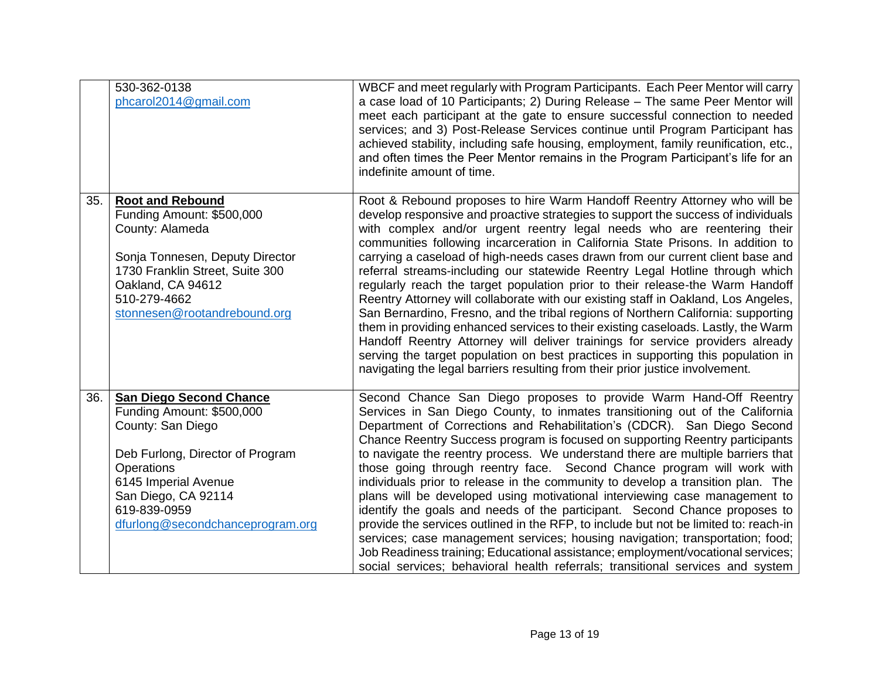| | | |
|---|---|---|
| | 530-362-0138<br>phcarol2014@gmail.com | WBCF and meet regularly with Program Participants. Each Peer Mentor will carry a case load of 10 Participants; 2) During Release – The same Peer Mentor will meet each participant at the gate to ensure successful connection to needed services; and 3) Post-Release Services continue until Program Participant has achieved stability, including safe housing, employment, family reunification, etc., and often times the Peer Mentor remains in the Program Participant's life for an indefinite amount of time. |
| 35. | **Root and Rebound**<br>Funding Amount: $500,000<br>County: Alameda<br><br>Sonja Tonnesen, Deputy Director<br>1730 Franklin Street, Suite 300<br>Oakland, CA 94612<br>510-279-4662<br>stonnesen@rootandrebound.org | Root & Rebound proposes to hire Warm Handoff Reentry Attorney who will be develop responsive and proactive strategies to support the success of individuals with complex and/or urgent reentry legal needs who are reentering their communities following incarceration in California State Prisons. In addition to carrying a caseload of high-needs cases drawn from our current client base and referral streams-including our statewide Reentry Legal Hotline through which regularly reach the target population prior to their release-the Warm Handoff Reentry Attorney will collaborate with our existing staff in Oakland, Los Angeles, San Bernardino, Fresno, and the tribal regions of Northern California: supporting them in providing enhanced services to their existing caseloads. Lastly, the Warm Handoff Reentry Attorney will deliver trainings for service providers already serving the target population on best practices in supporting this population in navigating the legal barriers resulting from their prior justice involvement. |
| 36. | **San Diego Second Chance**<br>Funding Amount: $500,000<br>County: San Diego<br><br>Deb Furlong, Director of Program Operations<br>6145 Imperial Avenue<br>San Diego, CA 92114<br>619-839-0959<br>dfurlong@secondchanceprogram.org | Second Chance San Diego proposes to provide Warm Hand-Off Reentry Services in San Diego County, to inmates transitioning out of the California Department of Corrections and Rehabilitation's (CDCR). San Diego Second Chance Reentry Success program is focused on supporting Reentry participants to navigate the reentry process. We understand there are multiple barriers that those going through reentry face. Second Chance program will work with individuals prior to release in the community to develop a transition plan. The plans will be developed using motivational interviewing case management to identify the goals and needs of the participant. Second Chance proposes to provide the services outlined in the RFP, to include but not be limited to: reach-in services; case management services; housing navigation; transportation; food; Job Readiness training; Educational assistance; employment/vocational services; social services; behavioral health referrals; transitional services and system |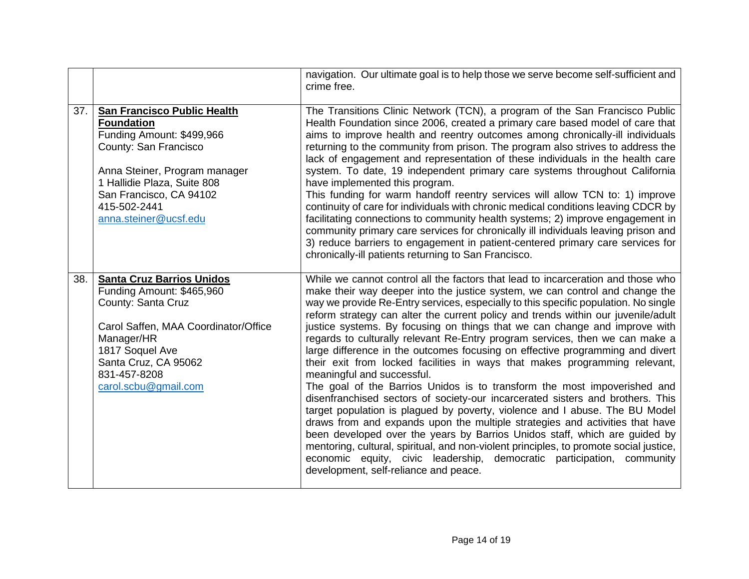| | | |
|---|---|---|
| | | navigation. Our ultimate goal is to help those we serve become self-sufficient and crime free. |
| 37. | **San Francisco Public Health Foundation**<br>Funding Amount: $499,966<br>County: San Francisco<br><br>Anna Steiner, Program manager<br>1 Hallidie Plaza, Suite 808<br>San Francisco, CA 94102<br>415-502-2441<br>anna.steiner@ucsf.edu | The Transitions Clinic Network (TCN), a program of the San Francisco Public Health Foundation since 2006, created a primary care based model of care that aims to improve health and reentry outcomes among chronically-ill individuals returning to the community from prison. The program also strives to address the lack of engagement and representation of these individuals in the health care system. To date, 19 independent primary care systems throughout California have implemented this program.<br>This funding for warm handoff reentry services will allow TCN to: 1) improve continuity of care for individuals with chronic medical conditions leaving CDCR by facilitating connections to community health systems; 2) improve engagement in community primary care services for chronically ill individuals leaving prison and 3) reduce barriers to engagement in patient-centered primary care services for chronically-ill patients returning to San Francisco. |
| 38. | **Santa Cruz Barrios Unidos**<br>Funding Amount: $465,960<br>County: Santa Cruz<br><br>Carol Saffen, MAA Coordinator/Office Manager/HR<br>1817 Soquel Ave<br>Santa Cruz, CA 95062<br>831-457-8208<br>carol.scbu@gmail.com | While we cannot control all the factors that lead to incarceration and those who make their way deeper into the justice system, we can control and change the way we provide Re-Entry services, especially to this specific population. No single reform strategy can alter the current policy and trends within our juvenile/adult justice systems. By focusing on things that we can change and improve with regards to culturally relevant Re-Entry program services, then we can make a large difference in the outcomes focusing on effective programming and divert their exit from locked facilities in ways that makes programming relevant, meaningful and successful.<br>The goal of the Barrios Unidos is to transform the most impoverished and disenfranchised sectors of society-our incarcerated sisters and brothers. This target population is plagued by poverty, violence and I abuse. The BU Model draws from and expands upon the multiple strategies and activities that have been developed over the years by Barrios Unidos staff, which are guided by mentoring, cultural, spiritual, and non-violent principles, to promote social justice, economic equity, civic leadership, democratic participation, community development, self-reliance and peace. |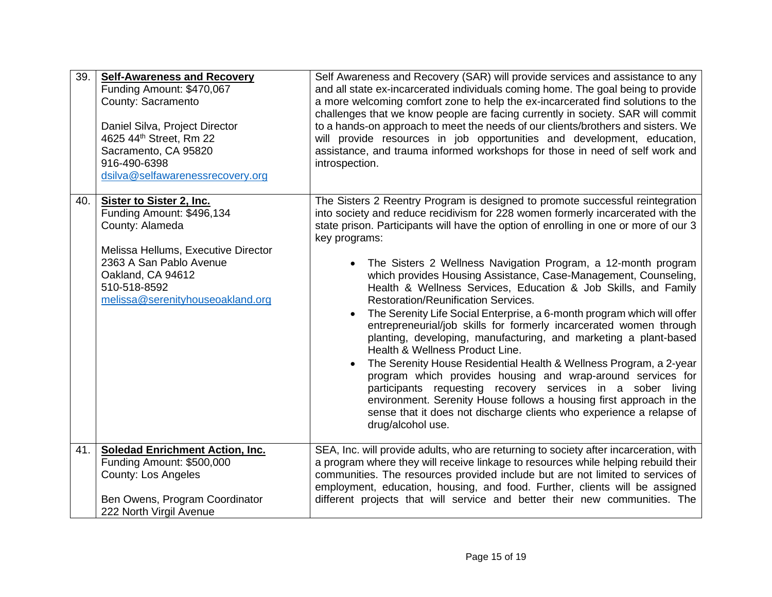| | | |
|---|---|---|
| 39. | **Self-Awareness and Recovery**<br>Funding Amount: $470,067<br>County: Sacramento<br><br>Daniel Silva, Project Director<br>4625 44th Street, Rm 22<br>Sacramento, CA 95820<br>916-490-6398<br>dsilva@selfawarenessrecovery.org | Self Awareness and Recovery (SAR) will provide services and assistance to any and all state ex-incarcerated individuals coming home. The goal being to provide a more welcoming comfort zone to help the ex-incarcerated find solutions to the challenges that we know people are facing currently in society. SAR will commit to a hands-on approach to meet the needs of our clients/brothers and sisters. We will provide resources in job opportunities and development, education, assistance, and trauma informed workshops for those in need of self work and introspection. |
| 40. | **Sister to Sister 2, Inc.**<br>Funding Amount: $496,134<br>County: Alameda<br><br>Melissa Hellums, Executive Director<br>2363 A San Pablo Avenue<br>Oakland, CA 94612<br>510-518-8592<br>melissa@serenityhouseoakland.org | The Sisters 2 Reentry Program is designed to promote successful reintegration into society and reduce recidivism for 228 women formerly incarcerated with the state prison. Participants will have the option of enrolling in one or more of our 3 key programs:<br><br>• The Sisters 2 Wellness Navigation Program, a 12-month program which provides Housing Assistance, Case-Management, Counseling, Health & Wellness Services, Education & Job Skills, and Family Restoration/Reunification Services.<br>• The Serenity Life Social Enterprise, a 6-month program which will offer entrepreneurial/job skills for formerly incarcerated women through planting, developing, manufacturing, and marketing a plant-based Health & Wellness Product Line.<br>• The Serenity House Residential Health & Wellness Program, a 2-year program which provides housing and wrap-around services for participants requesting recovery services in a sober living environment. Serenity House follows a housing first approach in the sense that it does not discharge clients who experience a relapse of drug/alcohol use. |
| 41. | **Soledad Enrichment Action, Inc.**<br>Funding Amount: $500,000<br>County: Los Angeles<br><br>Ben Owens, Program Coordinator<br>222 North Virgil Avenue | SEA, Inc. will provide adults, who are returning to society after incarceration, with a program where they will receive linkage to resources while helping rebuild their communities. The resources provided include but are not limited to services of employment, education, housing, and food. Further, clients will be assigned different projects that will service and better their new communities. The |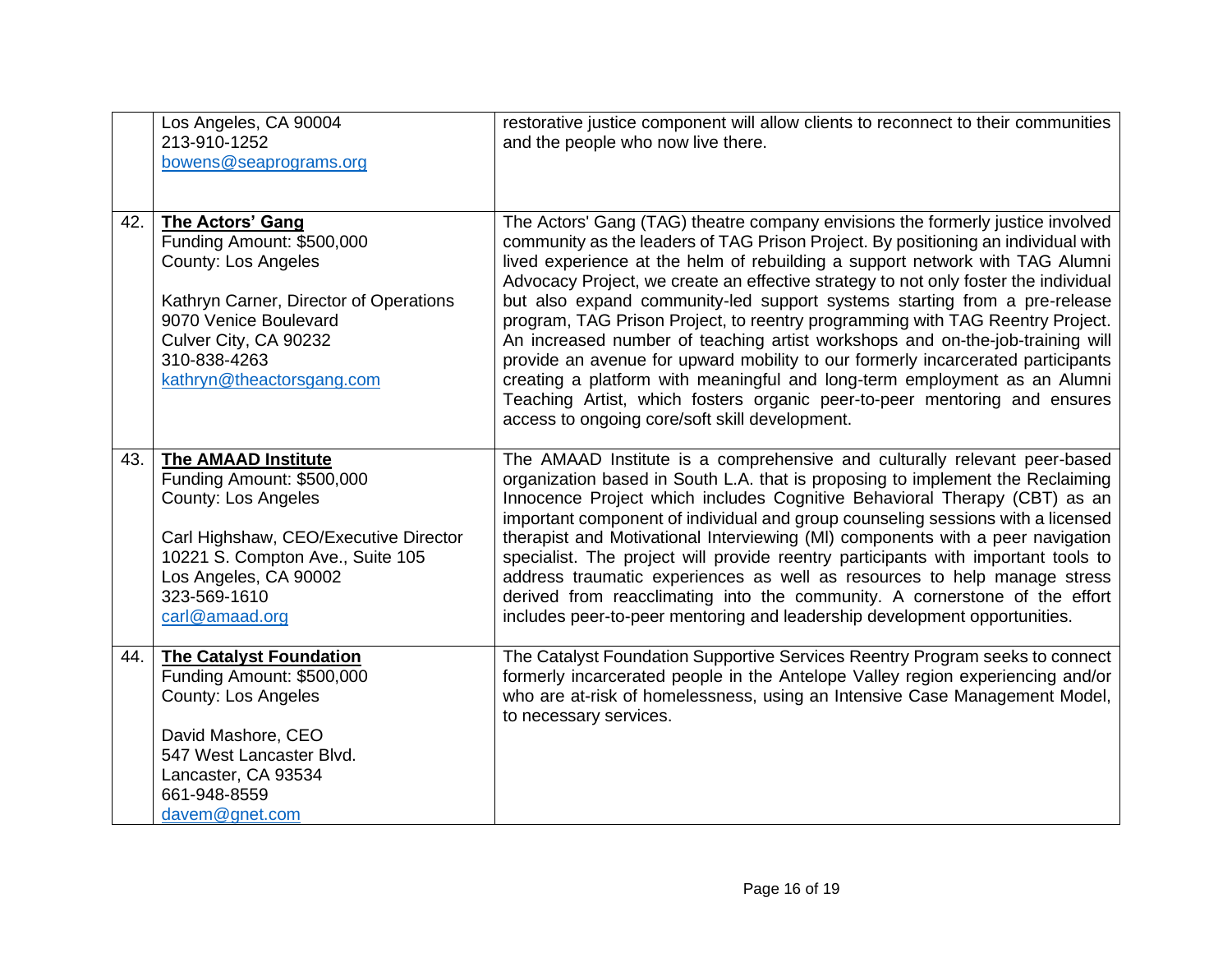| | | |
|---|---|---|
| | Los Angeles, CA 90004<br>213-910-1252<br>bowens@seaprograms.org | restorative justice component will allow clients to reconnect to their communities and the people who now live there. |
| 42. | **The Actors' Gang**<br>Funding Amount: $500,000<br>County: Los Angeles<br><br>Kathryn Carner, Director of Operations<br>9070 Venice Boulevard<br>Culver City, CA 90232<br>310-838-4263<br>kathryn@theactorsgang.com | The Actors' Gang (TAG) theatre company envisions the formerly justice involved community as the leaders of TAG Prison Project. By positioning an individual with lived experience at the helm of rebuilding a support network with TAG Alumni Advocacy Project, we create an effective strategy to not only foster the individual but also expand community-led support systems starting from a pre-release program, TAG Prison Project, to reentry programming with TAG Reentry Project. An increased number of teaching artist workshops and on-the-job-training will provide an avenue for upward mobility to our formerly incarcerated participants creating a platform with meaningful and long-term employment as an Alumni Teaching Artist, which fosters organic peer-to-peer mentoring and ensures access to ongoing core/soft skill development. |
| 43. | **The AMAAD Institute**<br>Funding Amount: $500,000<br>County: Los Angeles<br><br>Carl Highshaw, CEO/Executive Director<br>10221 S. Compton Ave., Suite 105<br>Los Angeles, CA 90002<br>323-569-1610<br>carl@amaad.org | The AMAAD Institute is a comprehensive and culturally relevant peer-based organization based in South L.A. that is proposing to implement the Reclaiming Innocence Project which includes Cognitive Behavioral Therapy (CBT) as an important component of individual and group counseling sessions with a licensed therapist and Motivational Interviewing (MI) components with a peer navigation specialist. The project will provide reentry participants with important tools to address traumatic experiences as well as resources to help manage stress derived from reacclimating into the community. A cornerstone of the effort includes peer-to-peer mentoring and leadership development opportunities. |
| 44. | **The Catalyst Foundation**<br>Funding Amount: $500,000<br>County: Los Angeles<br><br>David Mashore, CEO<br>547 West Lancaster Blvd.<br>Lancaster, CA 93534<br>661-948-8559<br>davem@gnet.com | The Catalyst Foundation Supportive Services Reentry Program seeks to connect formerly incarcerated people in the Antelope Valley region experiencing and/or who are at-risk of homelessness, using an Intensive Case Management Model, to necessary services. |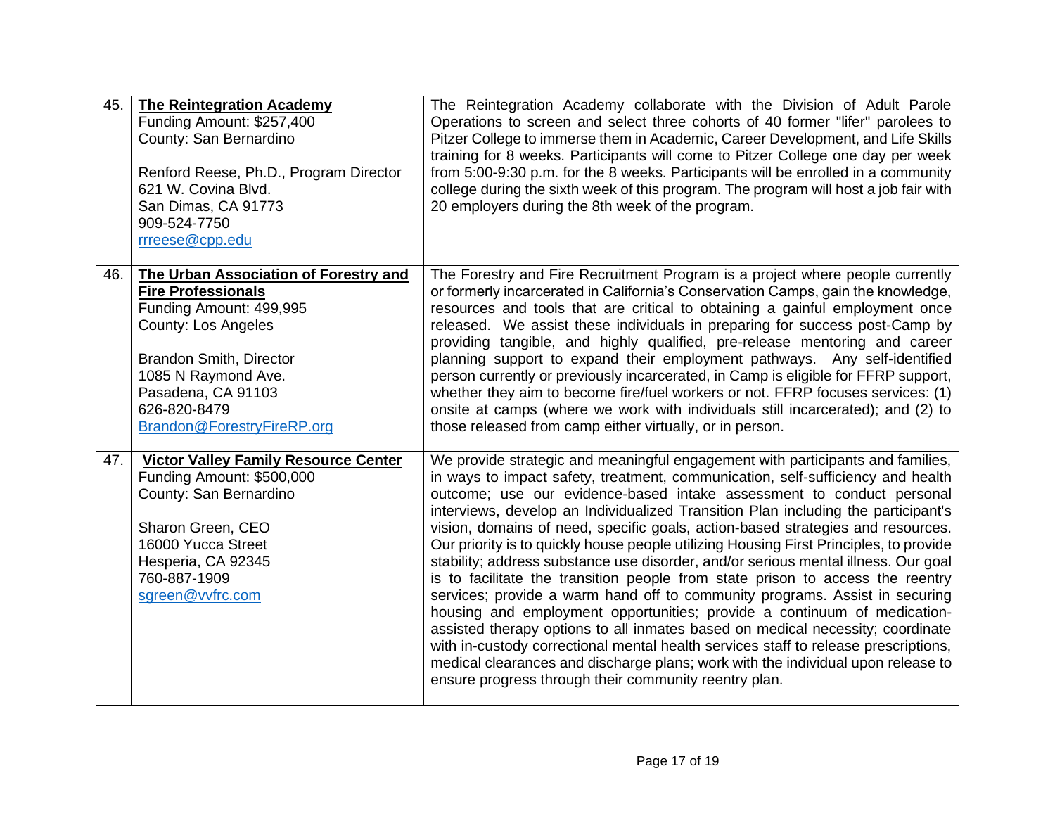| | | |
|---|---|---|
| 45. | **The Reintegration Academy**<br>Funding Amount: $257,400<br>County: San Bernardino<br><br>Renford Reese, Ph.D., Program Director<br>621 W. Covina Blvd.<br>San Dimas, CA 91773<br>909-524-7750<br>rrreese@cpp.edu | The Reintegration Academy collaborate with the Division of Adult Parole Operations to screen and select three cohorts of 40 former "lifer" parolees to Pitzer College to immerse them in Academic, Career Development, and Life Skills training for 8 weeks. Participants will come to Pitzer College one day per week from 5:00-9:30 p.m. for the 8 weeks. Participants will be enrolled in a community college during the sixth week of this program. The program will host a job fair with 20 employers during the 8th week of the program. |
| 46. | **The Urban Association of Forestry and Fire Professionals**<br>Funding Amount: 499,995<br>County: Los Angeles<br><br>Brandon Smith, Director<br>1085 N Raymond Ave.<br>Pasadena, CA 91103<br>626-820-8479<br>Brandon@ForestryFireRP.org | The Forestry and Fire Recruitment Program is a project where people currently or formerly incarcerated in California's Conservation Camps, gain the knowledge, resources and tools that are critical to obtaining a gainful employment once released. We assist these individuals in preparing for success post-Camp by providing tangible, and highly qualified, pre-release mentoring and career planning support to expand their employment pathways. Any self-identified person currently or previously incarcerated, in Camp is eligible for FFRP support, whether they aim to become fire/fuel workers or not. FFRP focuses services: (1) onsite at camps (where we work with individuals still incarcerated); and (2) to those released from camp either virtually, or in person. |
| 47. | **Victor Valley Family Resource Center**<br>Funding Amount: $500,000<br>County: San Bernardino<br><br>Sharon Green, CEO<br>16000 Yucca Street<br>Hesperia, CA 92345<br>760-887-1909<br>sgreen@vvfrc.com | We provide strategic and meaningful engagement with participants and families, in ways to impact safety, treatment, communication, self-sufficiency and health outcome; use our evidence-based intake assessment to conduct personal interviews, develop an Individualized Transition Plan including the participant's vision, domains of need, specific goals, action-based strategies and resources. Our priority is to quickly house people utilizing Housing First Principles, to provide stability; address substance use disorder, and/or serious mental illness. Our goal is to facilitate the transition people from state prison to access the reentry services; provide a warm hand off to community programs. Assist in securing housing and employment opportunities; provide a continuum of medication-assisted therapy options to all inmates based on medical necessity; coordinate with in-custody correctional mental health services staff to release prescriptions, medical clearances and discharge plans; work with the individual upon release to ensure progress through their community reentry plan. |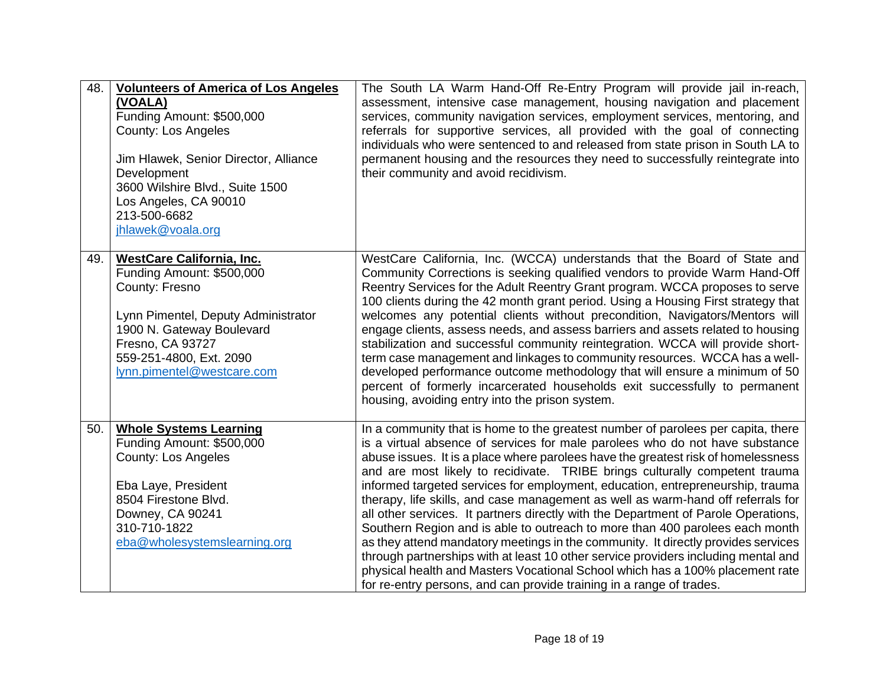| | | |
|---|---|---|
| 48. | **Volunteers of America of Los Angeles (VOALA)**<br>Funding Amount: $500,000<br>County: Los Angeles<br><br>Jim Hlawek, Senior Director, Alliance Development<br>3600 Wilshire Blvd., Suite 1500<br>Los Angeles, CA 90010<br>213-500-6682<br>jhlawek@voala.org | The South LA Warm Hand-Off Re-Entry Program will provide jail in-reach, assessment, intensive case management, housing navigation and placement services, community navigation services, employment services, mentoring, and referrals for supportive services, all provided with the goal of connecting individuals who were sentenced to and released from state prison in South LA to permanent housing and the resources they need to successfully reintegrate into their community and avoid recidivism. |
| 49. | **WestCare California, Inc.**<br>Funding Amount: $500,000<br>County: Fresno<br><br>Lynn Pimentel, Deputy Administrator<br>1900 N. Gateway Boulevard<br>Fresno, CA 93727<br>559-251-4800, Ext. 2090<br>lynn.pimentel@westcare.com | WestCare California, Inc. (WCCA) understands that the Board of State and Community Corrections is seeking qualified vendors to provide Warm Hand-Off Reentry Services for the Adult Reentry Grant program. WCCA proposes to serve 100 clients during the 42 month grant period. Using a Housing First strategy that welcomes any potential clients without precondition, Navigators/Mentors will engage clients, assess needs, and assess barriers and assets related to housing stabilization and successful community reintegration. WCCA will provide short-term case management and linkages to community resources. WCCA has a well-developed performance outcome methodology that will ensure a minimum of 50 percent of formerly incarcerated households exit successfully to permanent housing, avoiding entry into the prison system. |
| 50. | **Whole Systems Learning**<br>Funding Amount: $500,000<br>County: Los Angeles<br><br>Eba Laye, President<br>8504 Firestone Blvd.<br>Downey, CA 90241<br>310-710-1822<br>eba@wholesystemslearning.org | In a community that is home to the greatest number of parolees per capita, there is a virtual absence of services for male parolees who do not have substance abuse issues. It is a place where parolees have the greatest risk of homelessness and are most likely to recidivate. TRIBE brings culturally competent trauma informed targeted services for employment, education, entrepreneurship, trauma therapy, life skills, and case management as well as warm-hand off referrals for all other services. It partners directly with the Department of Parole Operations, Southern Region and is able to outreach to more than 400 parolees each month as they attend mandatory meetings in the community. It directly provides services through partnerships with at least 10 other service providers including mental and physical health and Masters Vocational School which has a 100% placement rate for re-entry persons, and can provide training in a range of trades. |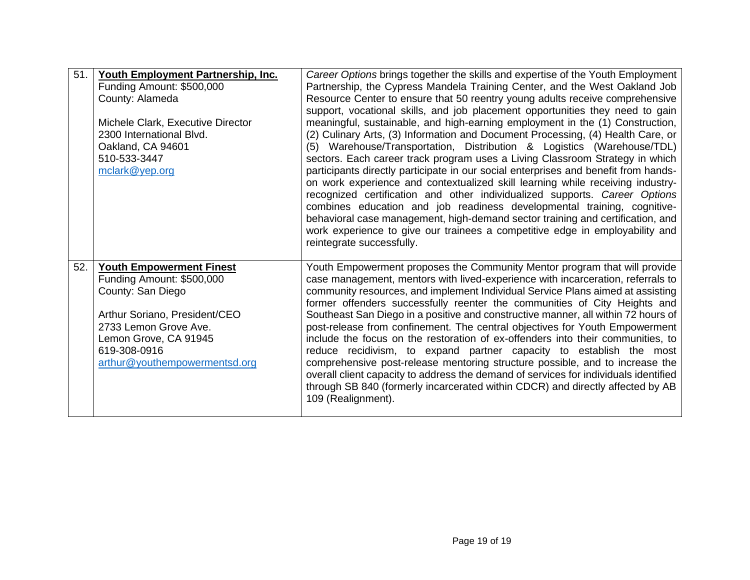| | | |
|---|---|---|
| 51. | **Youth Employment Partnership, Inc.**<br>Funding Amount: $500,000<br>County: Alameda<br><br>Michele Clark, Executive Director<br>2300 International Blvd.<br>Oakland, CA 94601<br>510-533-3447<br>mclark@yep.org | *Career Options* brings together the skills and expertise of the Youth Employment Partnership, the Cypress Mandela Training Center, and the West Oakland Job Resource Center to ensure that 50 reentry young adults receive comprehensive support, vocational skills, and job placement opportunities they need to gain meaningful, sustainable, and high-earning employment in the (1) Construction, (2) Culinary Arts, (3) Information and Document Processing, (4) Health Care, or (5) Warehouse/Transportation, Distribution & Logistics (Warehouse/TDL) sectors. Each career track program uses a Living Classroom Strategy in which participants directly participate in our social enterprises and benefit from hands-on work experience and contextualized skill learning while receiving industry-recognized certification and other individualized supports. *Career Options* combines education and job readiness developmental training, cognitive-behavioral case management, high-demand sector training and certification, and work experience to give our trainees a competitive edge in employability and reintegrate successfully. |
| 52. | **Youth Empowerment Finest**<br>Funding Amount: $500,000<br>County: San Diego<br><br>Arthur Soriano, President/CEO<br>2733 Lemon Grove Ave.<br>Lemon Grove, CA 91945<br>619-308-0916<br>arthur@youthempowermentsd.org | Youth Empowerment proposes the Community Mentor program that will provide case management, mentors with lived-experience with incarceration, referrals to community resources, and implement Individual Service Plans aimed at assisting former offenders successfully reenter the communities of City Heights and Southeast San Diego in a positive and constructive manner, all within 72 hours of post-release from confinement. The central objectives for Youth Empowerment include the focus on the restoration of ex-offenders into their communities, to reduce recidivism, to expand partner capacity to establish the most comprehensive post-release mentoring structure possible, and to increase the overall client capacity to address the demand of services for individuals identified through SB 840 (formerly incarcerated within CDCR) and directly affected by AB 109 (Realignment). |